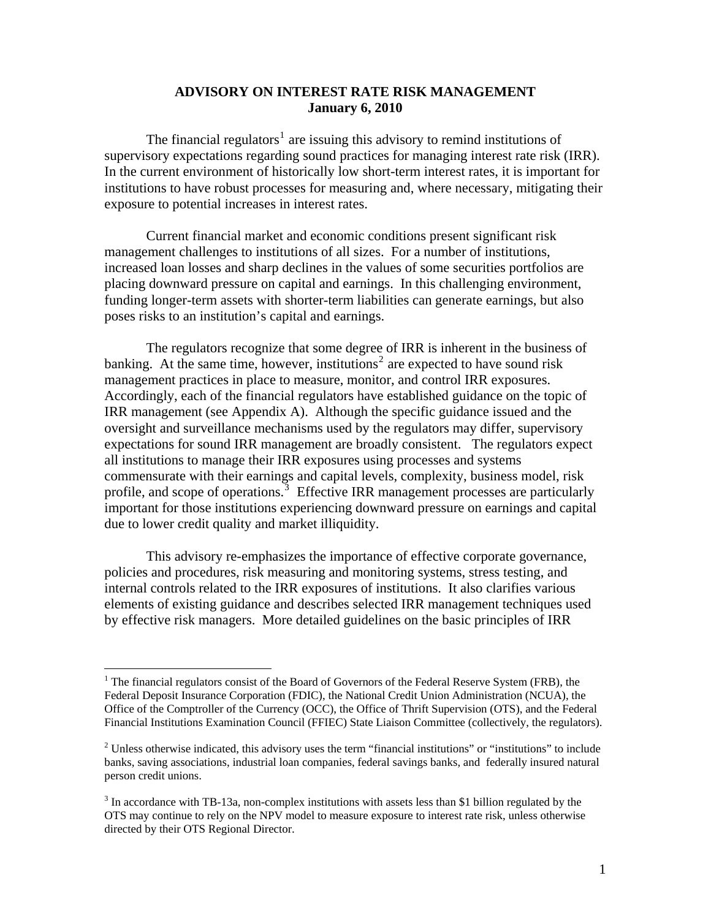**ADVISORY ON INTEREST RATE RISK MANAGEMENT**
**January 6, 2010**

The financial regulators[1] are issuing this advisory to remind institutions of supervisory expectations regarding sound practices for managing interest rate risk (IRR). In the current environment of historically low short-term interest rates, it is important for institutions to have robust processes for measuring and, where necessary, mitigating their exposure to potential increases in interest rates.

Current financial market and economic conditions present significant risk management challenges to institutions of all sizes. For a number of institutions, increased loan losses and sharp declines in the values of some securities portfolios are placing downward pressure on capital and earnings. In this challenging environment, funding longer-term assets with shorter-term liabilities can generate earnings, but also poses risks to an institution's capital and earnings.

The regulators recognize that some degree of IRR is inherent in the business of banking. At the same time, however, institutions[2] are expected to have sound risk management practices in place to measure, monitor, and control IRR exposures. Accordingly, each of the financial regulators have established guidance on the topic of IRR management (see Appendix A). Although the specific guidance issued and the oversight and surveillance mechanisms used by the regulators may differ, supervisory expectations for sound IRR management are broadly consistent. The regulators expect all institutions to manage their IRR exposures using processes and systems commensurate with their earnings and capital levels, complexity, business model, risk profile, and scope of operations.[3] Effective IRR management processes are particularly important for those institutions experiencing downward pressure on earnings and capital due to lower credit quality and market illiquidity.

This advisory re-emphasizes the importance of effective corporate governance, policies and procedures, risk measuring and monitoring systems, stress testing, and internal controls related to the IRR exposures of institutions. It also clarifies various elements of existing guidance and describes selected IRR management techniques used by effective risk managers. More detailed guidelines on the basic principles of IRR

---

[1] The financial regulators consist of the Board of Governors of the Federal Reserve System (FRB), the Federal Deposit Insurance Corporation (FDIC), the National Credit Union Administration (NCUA), the Office of the Comptroller of the Currency (OCC), the Office of Thrift Supervision (OTS), and the Federal Financial Institutions Examination Council (FFIEC) State Liaison Committee (collectively, the regulators).

[2] Unless otherwise indicated, this advisory uses the term "financial institutions" or "institutions" to include banks, saving associations, industrial loan companies, federal savings banks, and federally insured natural person credit unions.

[3] In accordance with TB-13a, non-complex institutions with assets less than $1 billion regulated by the OTS may continue to rely on the NPV model to measure exposure to interest rate risk, unless otherwise directed by their OTS Regional Director.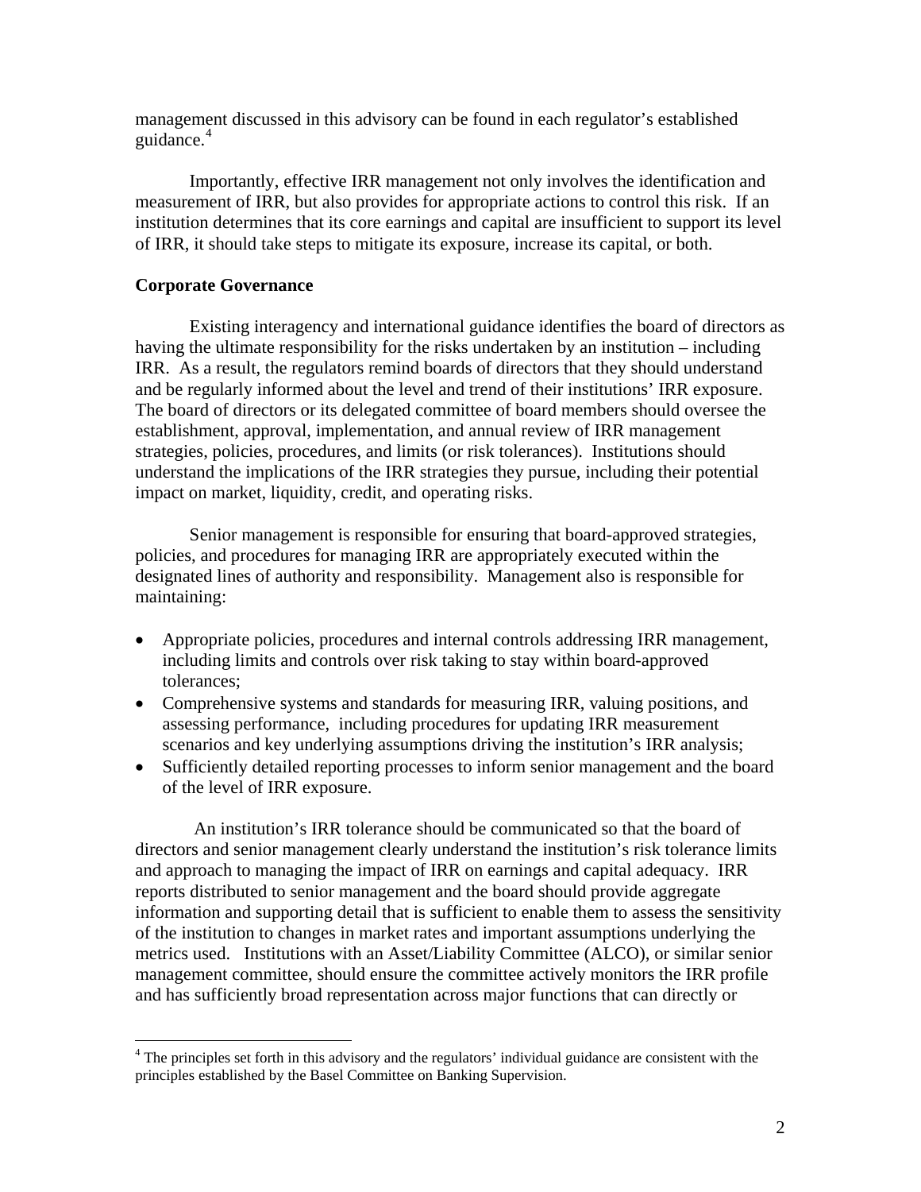management discussed in this advisory can be found in each regulator's established guidance.[4]

Importantly, effective IRR management not only involves the identification and measurement of IRR, but also provides for appropriate actions to control this risk. If an institution determines that its core earnings and capital are insufficient to support its level of IRR, it should take steps to mitigate its exposure, increase its capital, or both.

**Corporate Governance**

Existing interagency and international guidance identifies the board of directors as having the ultimate responsibility for the risks undertaken by an institution – including IRR. As a result, the regulators remind boards of directors that they should understand and be regularly informed about the level and trend of their institutions' IRR exposure. The board of directors or its delegated committee of board members should oversee the establishment, approval, implementation, and annual review of IRR management strategies, policies, procedures, and limits (or risk tolerances). Institutions should understand the implications of the IRR strategies they pursue, including their potential impact on market, liquidity, credit, and operating risks.

Senior management is responsible for ensuring that board-approved strategies, policies, and procedures for managing IRR are appropriately executed within the designated lines of authority and responsibility. Management also is responsible for maintaining:

- Appropriate policies, procedures and internal controls addressing IRR management, including limits and controls over risk taking to stay within board-approved tolerances;
- Comprehensive systems and standards for measuring IRR, valuing positions, and assessing performance, including procedures for updating IRR measurement scenarios and key underlying assumptions driving the institution's IRR analysis;
- Sufficiently detailed reporting processes to inform senior management and the board of the level of IRR exposure.

An institution's IRR tolerance should be communicated so that the board of directors and senior management clearly understand the institution's risk tolerance limits and approach to managing the impact of IRR on earnings and capital adequacy. IRR reports distributed to senior management and the board should provide aggregate information and supporting detail that is sufficient to enable them to assess the sensitivity of the institution to changes in market rates and important assumptions underlying the metrics used. Institutions with an Asset/Liability Committee (ALCO), or similar senior management committee, should ensure the committee actively monitors the IRR profile and has sufficiently broad representation across major functions that can directly or

[4] The principles set forth in this advisory and the regulators' individual guidance are consistent with the principles established by the Basel Committee on Banking Supervision.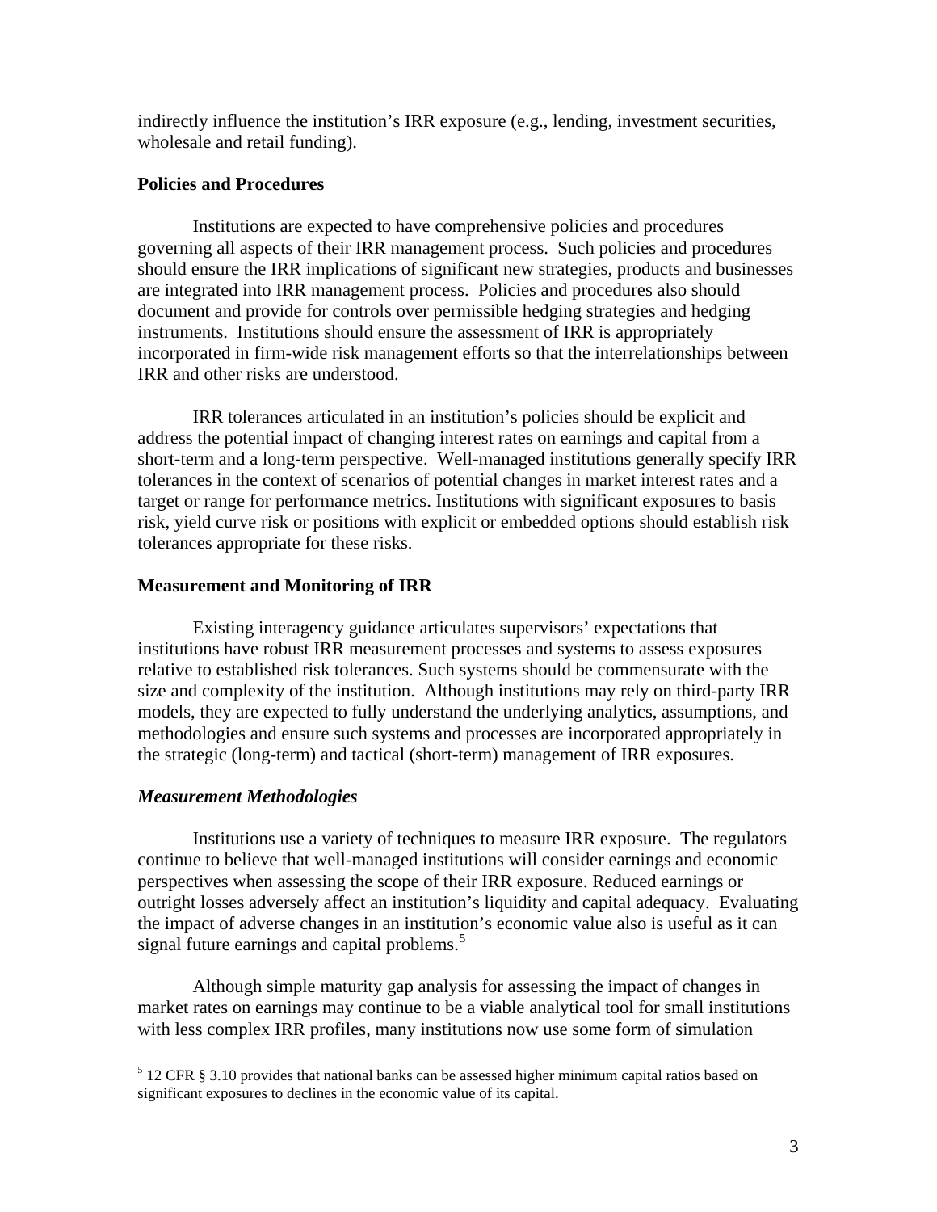indirectly influence the institution's IRR exposure (e.g., lending, investment securities, wholesale and retail funding).

**Policies and Procedures**

Institutions are expected to have comprehensive policies and procedures governing all aspects of their IRR management process. Such policies and procedures should ensure the IRR implications of significant new strategies, products and businesses are integrated into IRR management process. Policies and procedures also should document and provide for controls over permissible hedging strategies and hedging instruments. Institutions should ensure the assessment of IRR is appropriately incorporated in firm-wide risk management efforts so that the interrelationships between IRR and other risks are understood.

IRR tolerances articulated in an institution's policies should be explicit and address the potential impact of changing interest rates on earnings and capital from a short-term and a long-term perspective. Well-managed institutions generally specify IRR tolerances in the context of scenarios of potential changes in market interest rates and a target or range for performance metrics. Institutions with significant exposures to basis risk, yield curve risk or positions with explicit or embedded options should establish risk tolerances appropriate for these risks.

**Measurement and Monitoring of IRR**

Existing interagency guidance articulates supervisors' expectations that institutions have robust IRR measurement processes and systems to assess exposures relative to established risk tolerances. Such systems should be commensurate with the size and complexity of the institution. Although institutions may rely on third-party IRR models, they are expected to fully understand the underlying analytics, assumptions, and methodologies and ensure such systems and processes are incorporated appropriately in the strategic (long-term) and tactical (short-term) management of IRR exposures.

***Measurement Methodologies***

Institutions use a variety of techniques to measure IRR exposure. The regulators continue to believe that well-managed institutions will consider earnings and economic perspectives when assessing the scope of their IRR exposure. Reduced earnings or outright losses adversely affect an institution's liquidity and capital adequacy. Evaluating the impact of adverse changes in an institution's economic value also is useful as it can signal future earnings and capital problems.[5]

Although simple maturity gap analysis for assessing the impact of changes in market rates on earnings may continue to be a viable analytical tool for small institutions with less complex IRR profiles, many institutions now use some form of simulation

[5] 12 CFR § 3.10 provides that national banks can be assessed higher minimum capital ratios based on significant exposures to declines in the economic value of its capital.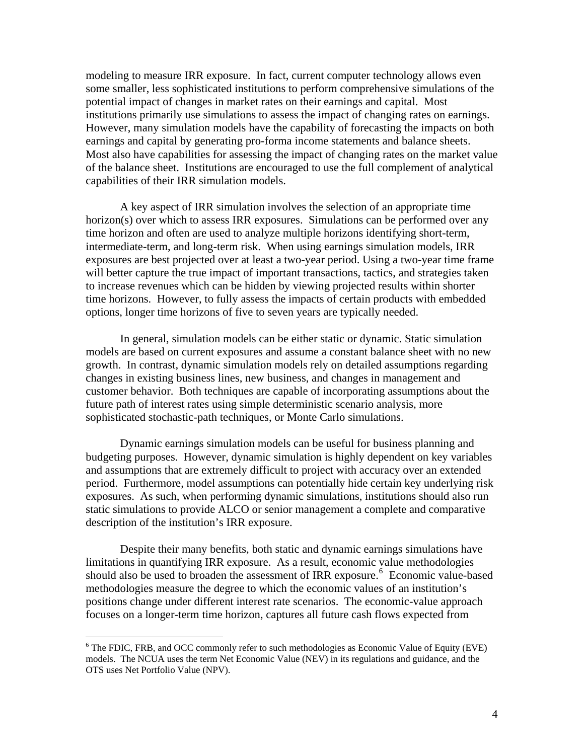modeling to measure IRR exposure. In fact, current computer technology allows even some smaller, less sophisticated institutions to perform comprehensive simulations of the potential impact of changes in market rates on their earnings and capital. Most institutions primarily use simulations to assess the impact of changing rates on earnings. However, many simulation models have the capability of forecasting the impacts on both earnings and capital by generating pro-forma income statements and balance sheets. Most also have capabilities for assessing the impact of changing rates on the market value of the balance sheet. Institutions are encouraged to use the full complement of analytical capabilities of their IRR simulation models.

A key aspect of IRR simulation involves the selection of an appropriate time horizon(s) over which to assess IRR exposures. Simulations can be performed over any time horizon and often are used to analyze multiple horizons identifying short-term, intermediate-term, and long-term risk. When using earnings simulation models, IRR exposures are best projected over at least a two-year period. Using a two-year time frame will better capture the true impact of important transactions, tactics, and strategies taken to increase revenues which can be hidden by viewing projected results within shorter time horizons. However, to fully assess the impacts of certain products with embedded options, longer time horizons of five to seven years are typically needed.

In general, simulation models can be either static or dynamic. Static simulation models are based on current exposures and assume a constant balance sheet with no new growth. In contrast, dynamic simulation models rely on detailed assumptions regarding changes in existing business lines, new business, and changes in management and customer behavior. Both techniques are capable of incorporating assumptions about the future path of interest rates using simple deterministic scenario analysis, more sophisticated stochastic-path techniques, or Monte Carlo simulations.

Dynamic earnings simulation models can be useful for business planning and budgeting purposes. However, dynamic simulation is highly dependent on key variables and assumptions that are extremely difficult to project with accuracy over an extended period. Furthermore, model assumptions can potentially hide certain key underlying risk exposures. As such, when performing dynamic simulations, institutions should also run static simulations to provide ALCO or senior management a complete and comparative description of the institution's IRR exposure.

Despite their many benefits, both static and dynamic earnings simulations have limitations in quantifying IRR exposure. As a result, economic value methodologies should also be used to broaden the assessment of IRR exposure.[6] Economic value-based methodologies measure the degree to which the economic values of an institution's positions change under different interest rate scenarios. The economic-value approach focuses on a longer-term time horizon, captures all future cash flows expected from

[6] The FDIC, FRB, and OCC commonly refer to such methodologies as Economic Value of Equity (EVE) models. The NCUA uses the term Net Economic Value (NEV) in its regulations and guidance, and the OTS uses Net Portfolio Value (NPV).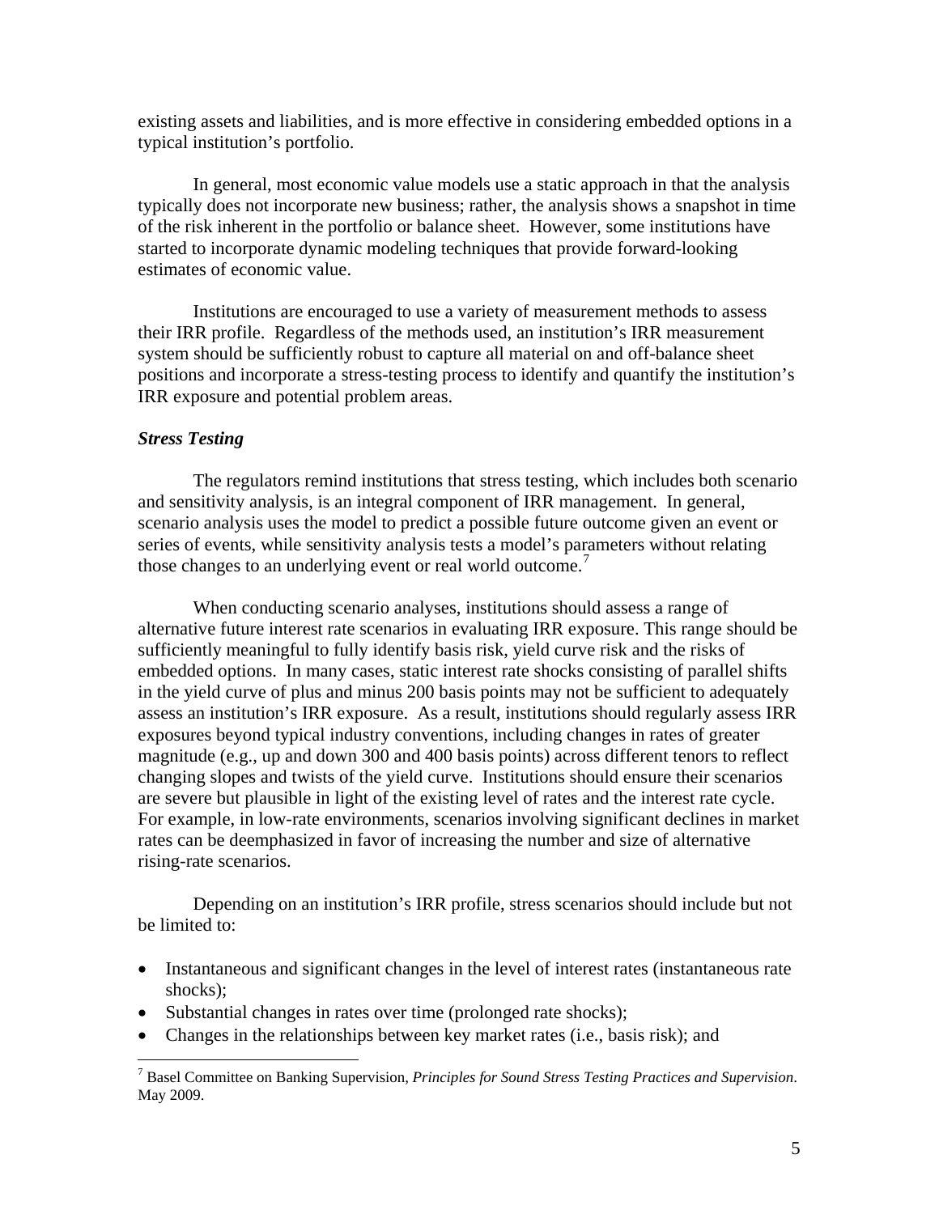existing assets and liabilities, and is more effective in considering embedded options in a typical institution's portfolio.

In general, most economic value models use a static approach in that the analysis typically does not incorporate new business; rather, the analysis shows a snapshot in time of the risk inherent in the portfolio or balance sheet. However, some institutions have started to incorporate dynamic modeling techniques that provide forward-looking estimates of economic value.

Institutions are encouraged to use a variety of measurement methods to assess their IRR profile. Regardless of the methods used, an institution's IRR measurement system should be sufficiently robust to capture all material on and off-balance sheet positions and incorporate a stress-testing process to identify and quantify the institution's IRR exposure and potential problem areas.

***Stress Testing***

The regulators remind institutions that stress testing, which includes both scenario and sensitivity analysis, is an integral component of IRR management. In general, scenario analysis uses the model to predict a possible future outcome given an event or series of events, while sensitivity analysis tests a model's parameters without relating those changes to an underlying event or real world outcome.[7]

When conducting scenario analyses, institutions should assess a range of alternative future interest rate scenarios in evaluating IRR exposure. This range should be sufficiently meaningful to fully identify basis risk, yield curve risk and the risks of embedded options. In many cases, static interest rate shocks consisting of parallel shifts in the yield curve of plus and minus 200 basis points may not be sufficient to adequately assess an institution's IRR exposure. As a result, institutions should regularly assess IRR exposures beyond typical industry conventions, including changes in rates of greater magnitude (e.g., up and down 300 and 400 basis points) across different tenors to reflect changing slopes and twists of the yield curve. Institutions should ensure their scenarios are severe but plausible in light of the existing level of rates and the interest rate cycle. For example, in low-rate environments, scenarios involving significant declines in market rates can be deemphasized in favor of increasing the number and size of alternative rising-rate scenarios.

Depending on an institution's IRR profile, stress scenarios should include but not be limited to:

- Instantaneous and significant changes in the level of interest rates (instantaneous rate shocks);
- Substantial changes in rates over time (prolonged rate shocks);
- Changes in the relationships between key market rates (i.e., basis risk); and

[7] Basel Committee on Banking Supervision, *Principles for Sound Stress Testing Practices and Supervision*. May 2009.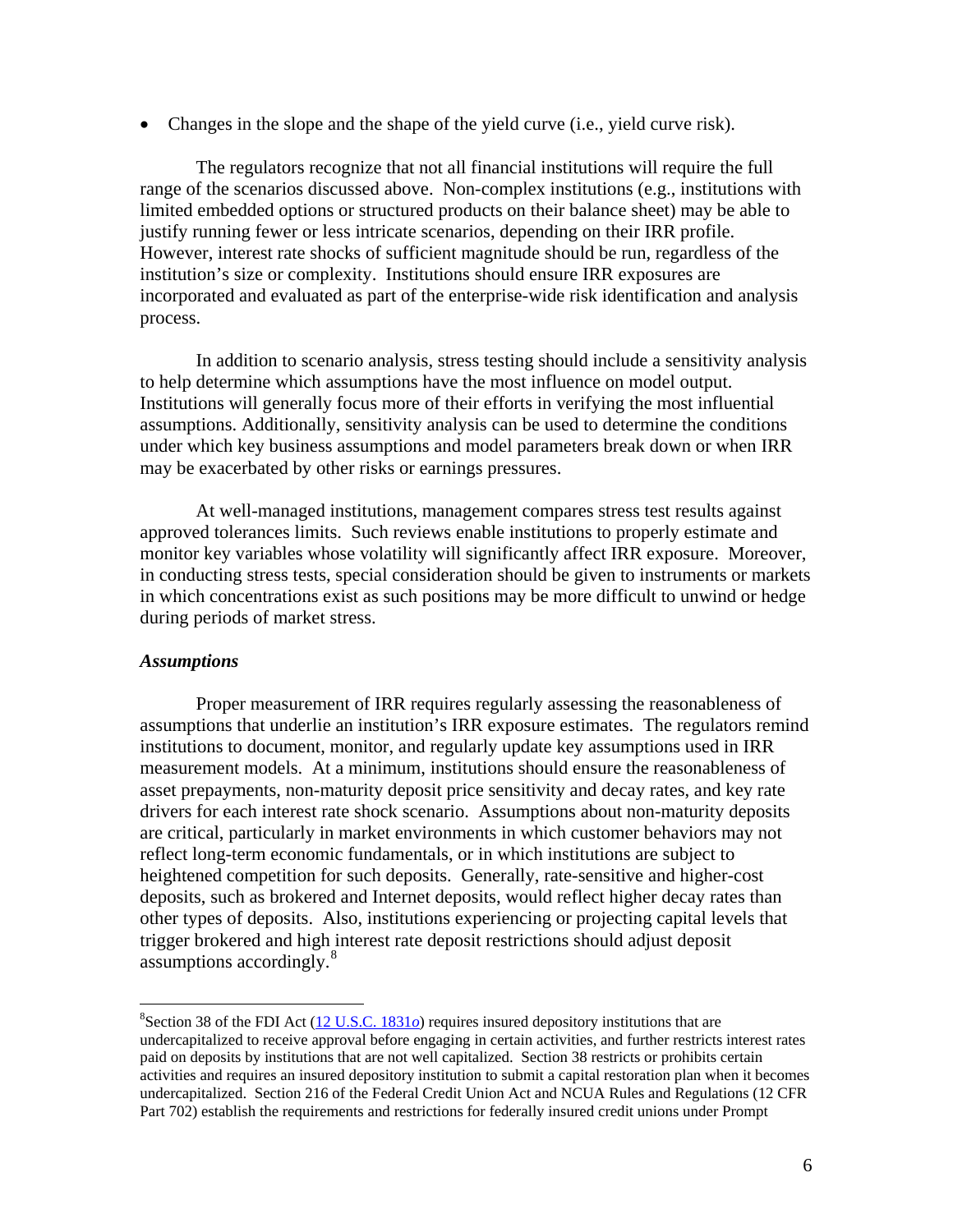- Changes in the slope and the shape of the yield curve (i.e., yield curve risk).

The regulators recognize that not all financial institutions will require the full range of the scenarios discussed above. Non-complex institutions (e.g., institutions with limited embedded options or structured products on their balance sheet) may be able to justify running fewer or less intricate scenarios, depending on their IRR profile. However, interest rate shocks of sufficient magnitude should be run, regardless of the institution's size or complexity. Institutions should ensure IRR exposures are incorporated and evaluated as part of the enterprise-wide risk identification and analysis process.

In addition to scenario analysis, stress testing should include a sensitivity analysis to help determine which assumptions have the most influence on model output. Institutions will generally focus more of their efforts in verifying the most influential assumptions. Additionally, sensitivity analysis can be used to determine the conditions under which key business assumptions and model parameters break down or when IRR may be exacerbated by other risks or earnings pressures.

At well-managed institutions, management compares stress test results against approved tolerances limits. Such reviews enable institutions to properly estimate and monitor key variables whose volatility will significantly affect IRR exposure. Moreover, in conducting stress tests, special consideration should be given to instruments or markets in which concentrations exist as such positions may be more difficult to unwind or hedge during periods of market stress.

***Assumptions***

Proper measurement of IRR requires regularly assessing the reasonableness of assumptions that underlie an institution's IRR exposure estimates. The regulators remind institutions to document, monitor, and regularly update key assumptions used in IRR measurement models. At a minimum, institutions should ensure the reasonableness of asset prepayments, non-maturity deposit price sensitivity and decay rates, and key rate drivers for each interest rate shock scenario. Assumptions about non-maturity deposits are critical, particularly in market environments in which customer behaviors may not reflect long-term economic fundamentals, or in which institutions are subject to heightened competition for such deposits. Generally, rate-sensitive and higher-cost deposits, such as brokered and Internet deposits, would reflect higher decay rates than other types of deposits. Also, institutions experiencing or projecting capital levels that trigger brokered and high interest rate deposit restrictions should adjust deposit assumptions accordingly.[8]

---

[8] Section 38 of the FDI Act (12 U.S.C. 1831*o*) requires insured depository institutions that are undercapitalized to receive approval before engaging in certain activities, and further restricts interest rates paid on deposits by institutions that are not well capitalized. Section 38 restricts or prohibits certain activities and requires an insured depository institution to submit a capital restoration plan when it becomes undercapitalized. Section 216 of the Federal Credit Union Act and NCUA Rules and Regulations (12 CFR Part 702) establish the requirements and restrictions for federally insured credit unions under Prompt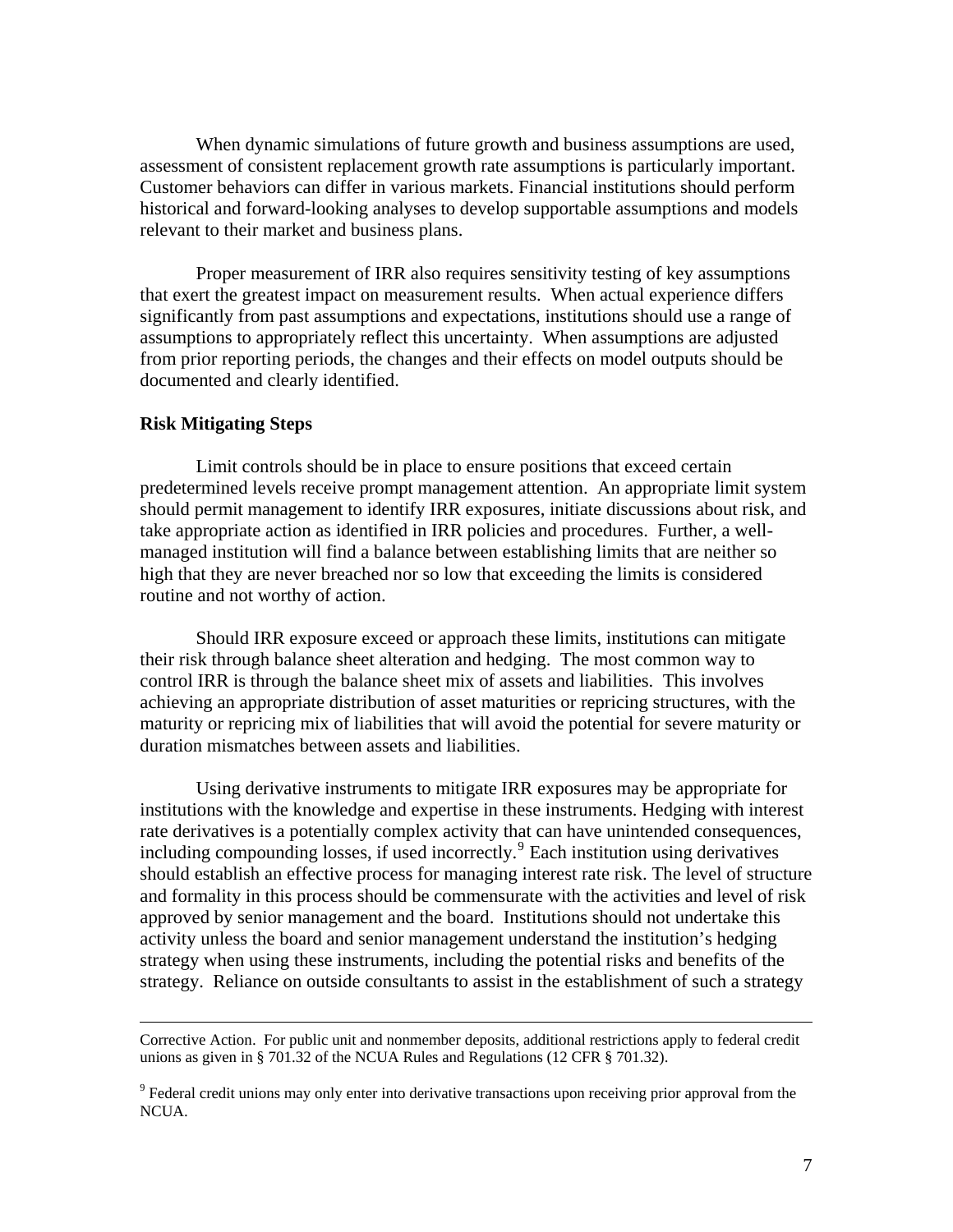When dynamic simulations of future growth and business assumptions are used, assessment of consistent replacement growth rate assumptions is particularly important. Customer behaviors can differ in various markets. Financial institutions should perform historical and forward-looking analyses to develop supportable assumptions and models relevant to their market and business plans.

Proper measurement of IRR also requires sensitivity testing of key assumptions that exert the greatest impact on measurement results. When actual experience differs significantly from past assumptions and expectations, institutions should use a range of assumptions to appropriately reflect this uncertainty. When assumptions are adjusted from prior reporting periods, the changes and their effects on model outputs should be documented and clearly identified.

**Risk Mitigating Steps**

Limit controls should be in place to ensure positions that exceed certain predetermined levels receive prompt management attention. An appropriate limit system should permit management to identify IRR exposures, initiate discussions about risk, and take appropriate action as identified in IRR policies and procedures. Further, a well-managed institution will find a balance between establishing limits that are neither so high that they are never breached nor so low that exceeding the limits is considered routine and not worthy of action.

Should IRR exposure exceed or approach these limits, institutions can mitigate their risk through balance sheet alteration and hedging. The most common way to control IRR is through the balance sheet mix of assets and liabilities. This involves achieving an appropriate distribution of asset maturities or repricing structures, with the maturity or repricing mix of liabilities that will avoid the potential for severe maturity or duration mismatches between assets and liabilities.

Using derivative instruments to mitigate IRR exposures may be appropriate for institutions with the knowledge and expertise in these instruments. Hedging with interest rate derivatives is a potentially complex activity that can have unintended consequences, including compounding losses, if used incorrectly.[9] Each institution using derivatives should establish an effective process for managing interest rate risk. The level of structure and formality in this process should be commensurate with the activities and level of risk approved by senior management and the board. Institutions should not undertake this activity unless the board and senior management understand the institution's hedging strategy when using these instruments, including the potential risks and benefits of the strategy. Reliance on outside consultants to assist in the establishment of such a strategy

---

Corrective Action. For public unit and nonmember deposits, additional restrictions apply to federal credit unions as given in § 701.32 of the NCUA Rules and Regulations (12 CFR § 701.32).

[9] Federal credit unions may only enter into derivative transactions upon receiving prior approval from the NCUA.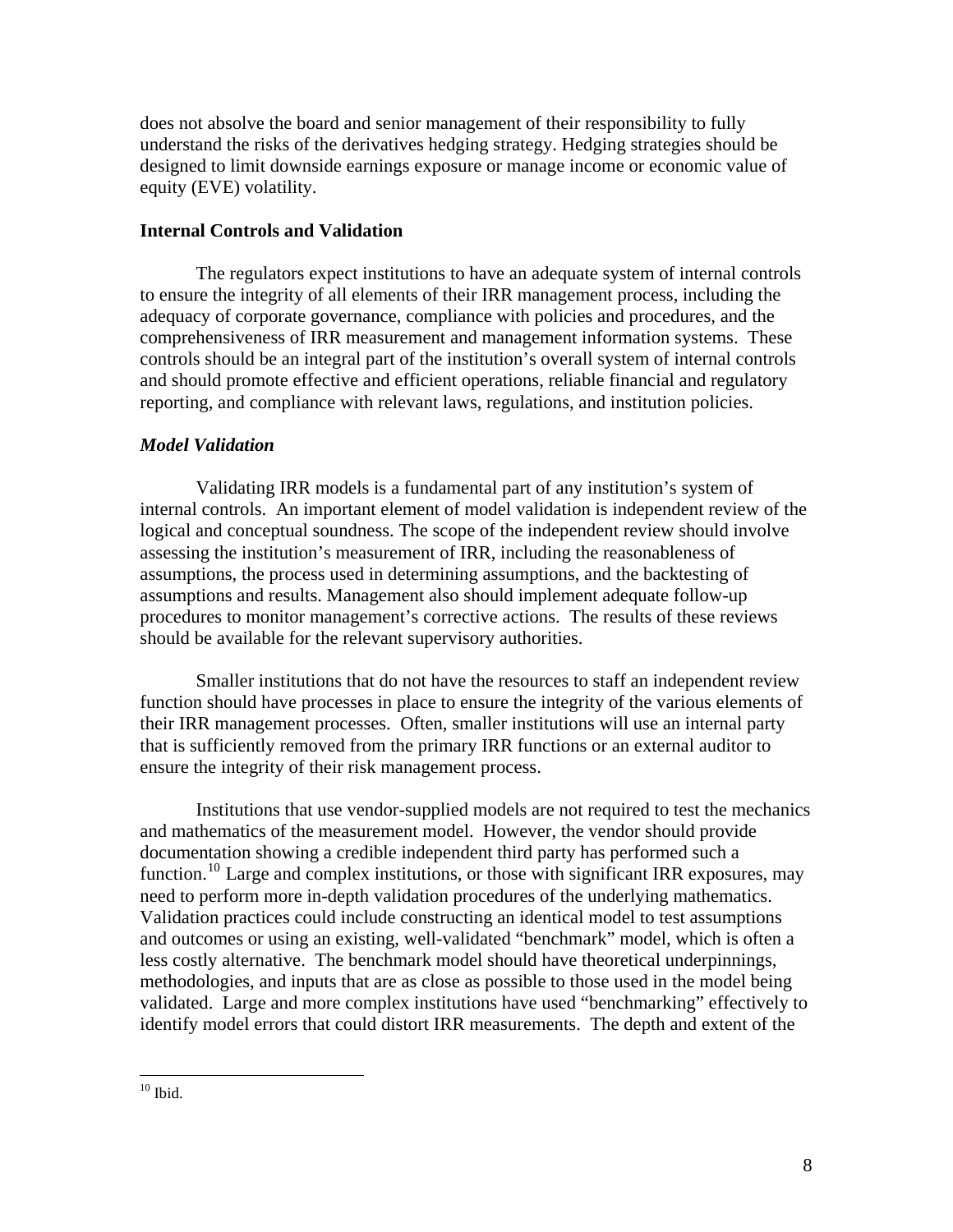does not absolve the board and senior management of their responsibility to fully understand the risks of the derivatives hedging strategy. Hedging strategies should be designed to limit downside earnings exposure or manage income or economic value of equity (EVE) volatility.

**Internal Controls and Validation**

The regulators expect institutions to have an adequate system of internal controls to ensure the integrity of all elements of their IRR management process, including the adequacy of corporate governance, compliance with policies and procedures, and the comprehensiveness of IRR measurement and management information systems. These controls should be an integral part of the institution's overall system of internal controls and should promote effective and efficient operations, reliable financial and regulatory reporting, and compliance with relevant laws, regulations, and institution policies.

***Model Validation***

Validating IRR models is a fundamental part of any institution's system of internal controls. An important element of model validation is independent review of the logical and conceptual soundness. The scope of the independent review should involve assessing the institution's measurement of IRR, including the reasonableness of assumptions, the process used in determining assumptions, and the backtesting of assumptions and results. Management also should implement adequate follow-up procedures to monitor management's corrective actions. The results of these reviews should be available for the relevant supervisory authorities.

Smaller institutions that do not have the resources to staff an independent review function should have processes in place to ensure the integrity of the various elements of their IRR management processes. Often, smaller institutions will use an internal party that is sufficiently removed from the primary IRR functions or an external auditor to ensure the integrity of their risk management process.

Institutions that use vendor-supplied models are not required to test the mechanics and mathematics of the measurement model. However, the vendor should provide documentation showing a credible independent third party has performed such a function.[10] Large and complex institutions, or those with significant IRR exposures, may need to perform more in-depth validation procedures of the underlying mathematics. Validation practices could include constructing an identical model to test assumptions and outcomes or using an existing, well-validated "benchmark" model, which is often a less costly alternative. The benchmark model should have theoretical underpinnings, methodologies, and inputs that are as close as possible to those used in the model being validated. Large and more complex institutions have used "benchmarking" effectively to identify model errors that could distort IRR measurements. The depth and extent of the

[10] Ibid.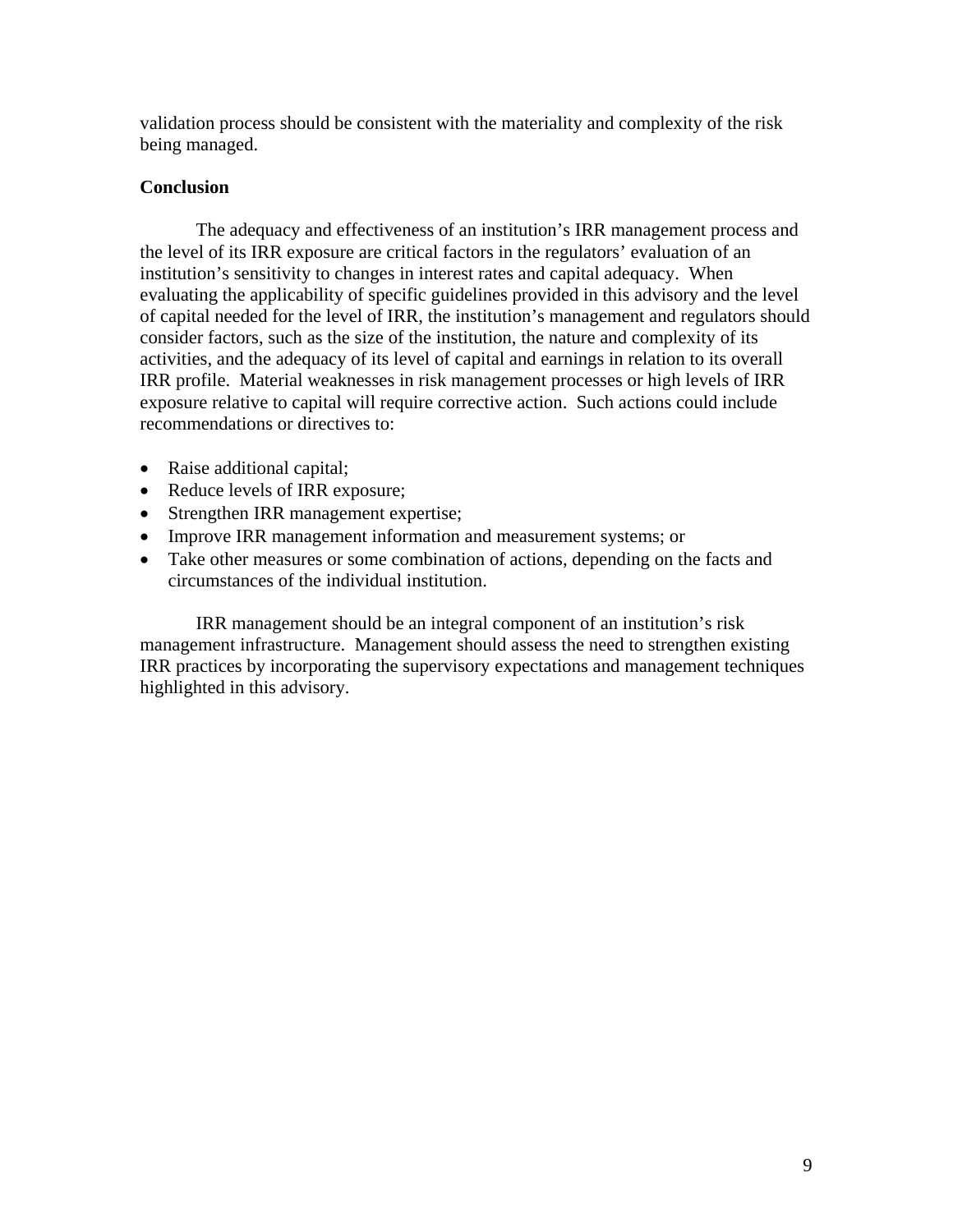validation process should be consistent with the materiality and complexity of the risk being managed.

**Conclusion**

The adequacy and effectiveness of an institution's IRR management process and the level of its IRR exposure are critical factors in the regulators' evaluation of an institution's sensitivity to changes in interest rates and capital adequacy. When evaluating the applicability of specific guidelines provided in this advisory and the level of capital needed for the level of IRR, the institution's management and regulators should consider factors, such as the size of the institution, the nature and complexity of its activities, and the adequacy of its level of capital and earnings in relation to its overall IRR profile. Material weaknesses in risk management processes or high levels of IRR exposure relative to capital will require corrective action. Such actions could include recommendations or directives to:

- Raise additional capital;
- Reduce levels of IRR exposure;
- Strengthen IRR management expertise;
- Improve IRR management information and measurement systems; or
- Take other measures or some combination of actions, depending on the facts and circumstances of the individual institution.

IRR management should be an integral component of an institution's risk management infrastructure. Management should assess the need to strengthen existing IRR practices by incorporating the supervisory expectations and management techniques highlighted in this advisory.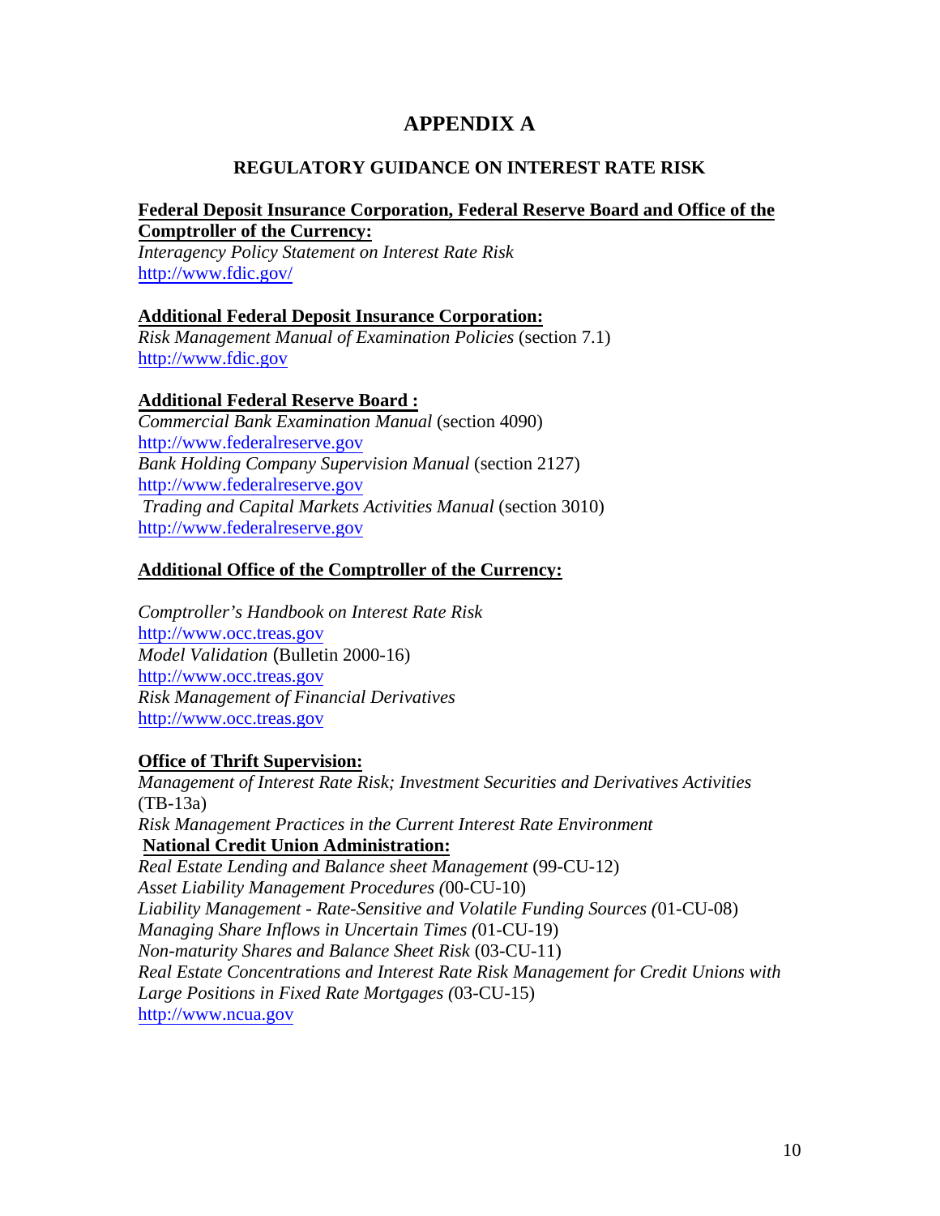# APPENDIX A

## REGULATORY GUIDANCE ON INTEREST RATE RISK

**Federal Deposit Insurance Corporation, Federal Reserve Board and Office of the Comptroller of the Currency:**
*Interagency Policy Statement on Interest Rate Risk*
http://www.fdic.gov/

**Additional Federal Deposit Insurance Corporation:**
*Risk Management Manual of Examination Policies* (section 7.1)
http://www.fdic.gov

**Additional Federal Reserve Board :**
*Commercial Bank Examination Manual* (section 4090)
http://www.federalreserve.gov
*Bank Holding Company Supervision Manual* (section 2127)
http://www.federalreserve.gov
*Trading and Capital Markets Activities Manual* (section 3010)
http://www.federalreserve.gov

**Additional Office of the Comptroller of the Currency:**

*Comptroller's Handbook on Interest Rate Risk*
http://www.occ.treas.gov
*Model Validation* (Bulletin 2000-16)
http://www.occ.treas.gov
*Risk Management of Financial Derivatives*
http://www.occ.treas.gov

**Office of Thrift Supervision:**
*Management of Interest Rate Risk; Investment Securities and Derivatives Activities* (TB-13a)
*Risk Management Practices in the Current Interest Rate Environment*

**National Credit Union Administration:**
*Real Estate Lending and Balance sheet Management* (99-CU-12)
*Asset Liability Management Procedures (*00-CU-10)
*Liability Management - Rate-Sensitive and Volatile Funding Sources (*01-CU-08)
*Managing Share Inflows in Uncertain Times (*01-CU-19)
*Non-maturity Shares and Balance Sheet Risk* (03-CU-11)
*Real Estate Concentrations and Interest Rate Risk Management for Credit Unions with Large Positions in Fixed Rate Mortgages (*03-CU-15)
http://www.ncua.gov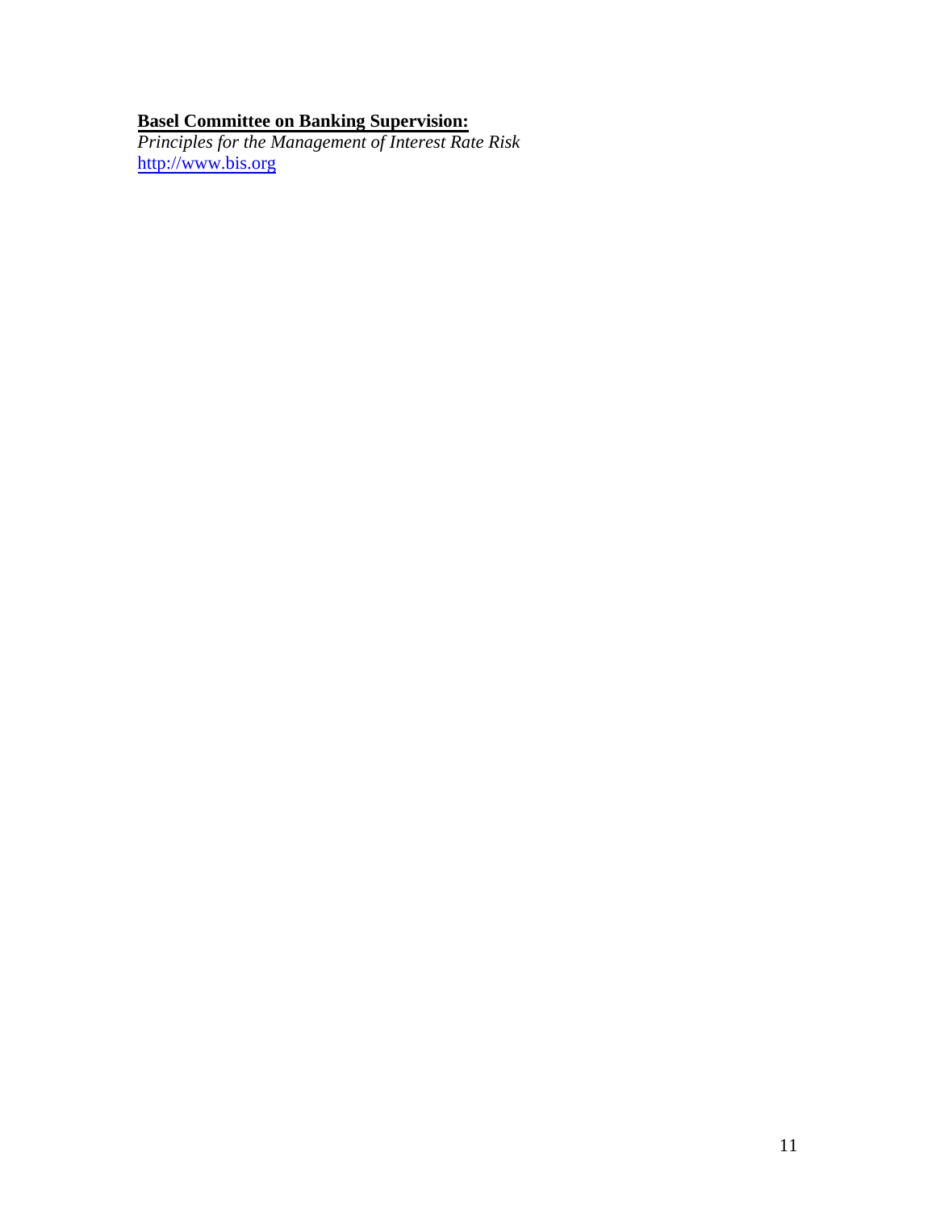**Basel Committee on Banking Supervision:**
*Principles for the Management of Interest Rate Risk*
http://www.bis.org